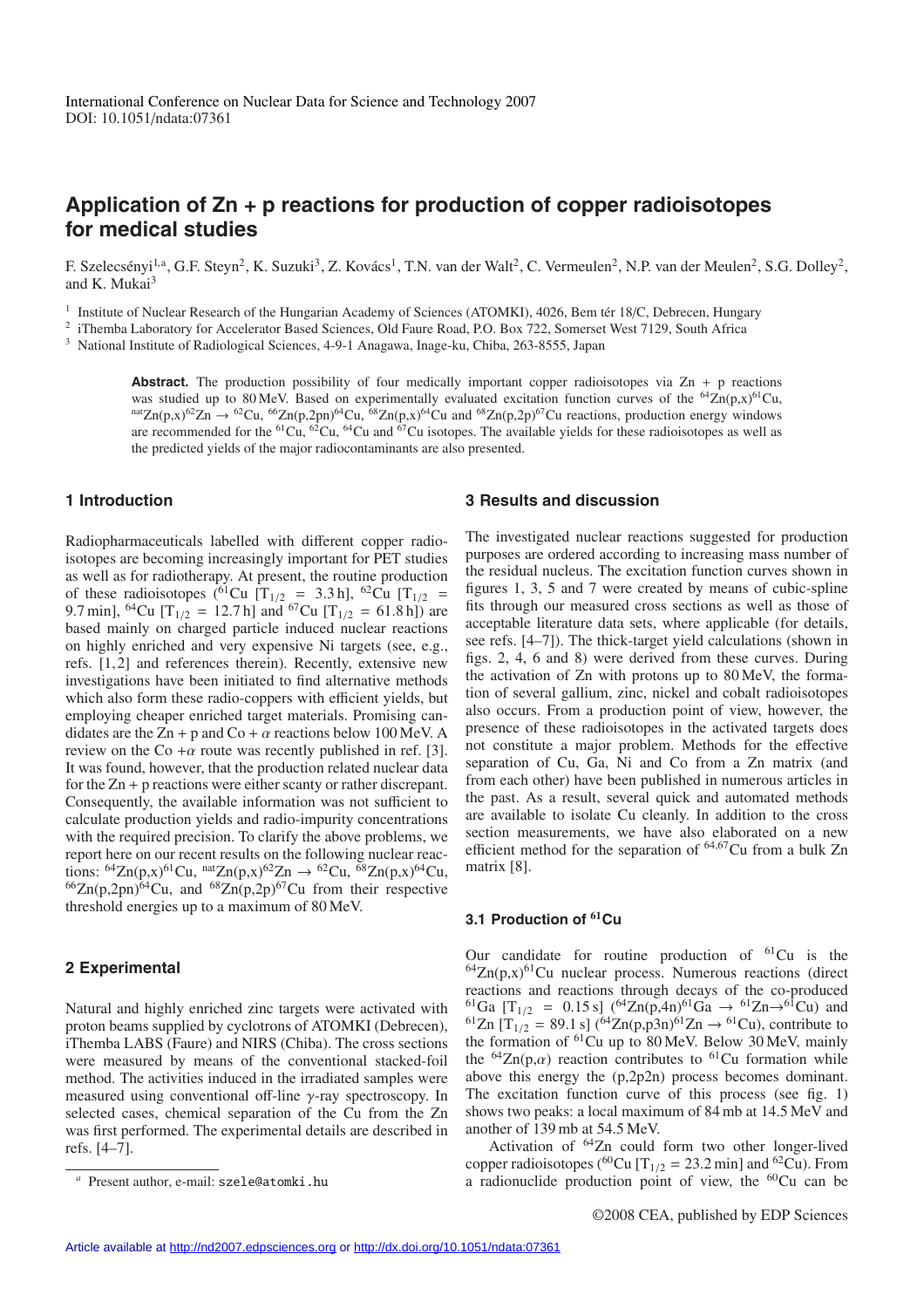# Application of Zn + p reactions for production of copper radioisotopes for medical studies

F. Szelecsényi[1,a], G.F. Steyn[2], K. Suzuki[3], Z. Kovács[1], T.N. van der Walt[2], C. Vermeulen[2], N.P. van der Meulen[2], S.G. Dolley[2], and K. Mukai[3]

[1] Institute of Nuclear Research of the Hungarian Academy of Sciences (ATOMKI), 4026, Bem tér 18/C, Debrecen, Hungary
[2] iThemba Laboratory for Accelerator Based Sciences, Old Faure Road, P.O. Box 722, Somerset West 7129, South Africa
[3] National Institute of Radiological Sciences, 4-9-1 Anagawa, Inage-ku, Chiba, 263-8555, Japan

**Abstract.** The production possibility of four medically important copper radioisotopes via Zn + p reactions was studied up to 80 MeV. Based on experimentally evaluated excitation function curves of the $^{64}$Zn(p,x)$^{61}$Cu, $^{nat}$Zn(p,x)$^{62}$Zn → $^{62}$Cu, $^{66}$Zn(p,2pn)$^{64}$Cu, $^{68}$Zn(p,x)$^{64}$Cu and $^{68}$Zn(p,2p)$^{67}$Cu reactions, production energy windows are recommended for the $^{61}$Cu, $^{62}$Cu, $^{64}$Cu and $^{67}$Cu isotopes. The available yields for these radioisotopes as well as the predicted yields of the major radiocontaminants are also presented.

## 1 Introduction

Radiopharmaceuticals labelled with different copper radioisotopes are becoming increasingly important for PET studies as well as for radiotherapy. At present, the routine production of these radioisotopes ($^{61}$Cu [$T_{1/2}$ = 3.3 h], $^{62}$Cu [$T_{1/2}$ = 9.7 min], $^{64}$Cu [$T_{1/2}$ = 12.7 h] and $^{67}$Cu [$T_{1/2}$ = 61.8 h]) are based mainly on charged particle induced nuclear reactions on highly enriched and very expensive Ni targets (see, e.g., refs. [1,2] and references therein). Recently, extensive new investigations have been initiated to find alternative methods which also form these radio-coppers with efficient yields, but employing cheaper enriched target materials. Promising candidates are the Zn + p and Co + $\alpha$ reactions below 100 MeV. A review on the Co +$\alpha$ route was recently published in ref. [3]. It was found, however, that the production related nuclear data for the Zn + p reactions were either scanty or rather discrepant. Consequently, the available information was not sufficient to calculate production yields and radio-impurity concentrations with the required precision. To clarify the above problems, we report here on our recent results on the following nuclear reactions: $^{64}$Zn(p,x)$^{61}$Cu, $^{nat}$Zn(p,x)$^{62}$Zn → $^{62}$Cu, $^{68}$Zn(p,x)$^{64}$Cu, $^{66}$Zn(p,2pn)$^{64}$Cu, and $^{68}$Zn(p,2p)$^{67}$Cu from their respective threshold energies up to a maximum of 80 MeV.

## 2 Experimental

Natural and highly enriched zinc targets were activated with proton beams supplied by cyclotrons of ATOMKI (Debrecen), iThemba LABS (Faure) and NIRS (Chiba). The cross sections were measured by means of the conventional stacked-foil method. The activities induced in the irradiated samples were measured using conventional off-line $\gamma$-ray spectroscopy. In selected cases, chemical separation of the Cu from the Zn was first performed. The experimental details are described in refs. [4–7].

[a] Present author, e-mail: szele@atomki.hu

## 3 Results and discussion

The investigated nuclear reactions suggested for production purposes are ordered according to increasing mass number of the residual nucleus. The excitation function curves shown in figures 1, 3, 5 and 7 were created by means of cubic-spline fits through our measured cross sections as well as those of acceptable literature data sets, where applicable (for details, see refs. [4–7]). The thick-target yield calculations (shown in figs. 2, 4, 6 and 8) were derived from these curves. During the activation of Zn with protons up to 80 MeV, the formation of several gallium, zinc, nickel and cobalt radioisotopes also occurs. From a production point of view, however, the presence of these radioisotopes in the activated targets does not constitute a major problem. Methods for the effective separation of Cu, Ga, Ni and Co from a Zn matrix (and from each other) have been published in numerous articles in the past. As a result, several quick and automated methods are available to isolate Cu cleanly. In addition to the cross section measurements, we have also elaborated on a new efficient method for the separation of $^{64,67}$Cu from a bulk Zn matrix [8].

### 3.1 Production of $^{61}$Cu

Our candidate for routine production of $^{61}$Cu is the $^{64}$Zn(p,x)$^{61}$Cu nuclear process. Numerous reactions (direct reactions and reactions through decays of the co-produced $^{61}$Ga [$T_{1/2}$ = 0.15 s] ($^{64}$Zn(p,4n)$^{61}$Ga → $^{61}$Zn→$^{61}$Cu) and $^{61}$Zn [$T_{1/2}$ = 89.1 s] ($^{64}$Zn(p,p3n)$^{61}$Zn → $^{61}$Cu), contribute to the formation of $^{61}$Cu up to 80 MeV. Below 30 MeV, mainly the $^{64}$Zn(p,$\alpha$) reaction contributes to $^{61}$Cu formation while above this energy the (p,2p2n) process becomes dominant. The excitation function curve of this process (see fig. 1) shows two peaks: a local maximum of 84 mb at 14.5 MeV and another of 139 mb at 54.5 MeV.

Activation of $^{64}$Zn could form two other longer-lived copper radioisotopes ($^{60}$Cu [$T_{1/2}$ = 23.2 min] and $^{62}$Cu). From a radionuclide production point of view, the $^{60}$Cu can be

©2008 CEA, published by EDP Sciences

Article available at http://nd2007.edpsciences.org or http://dx.doi.org/10.1051/ndata:07361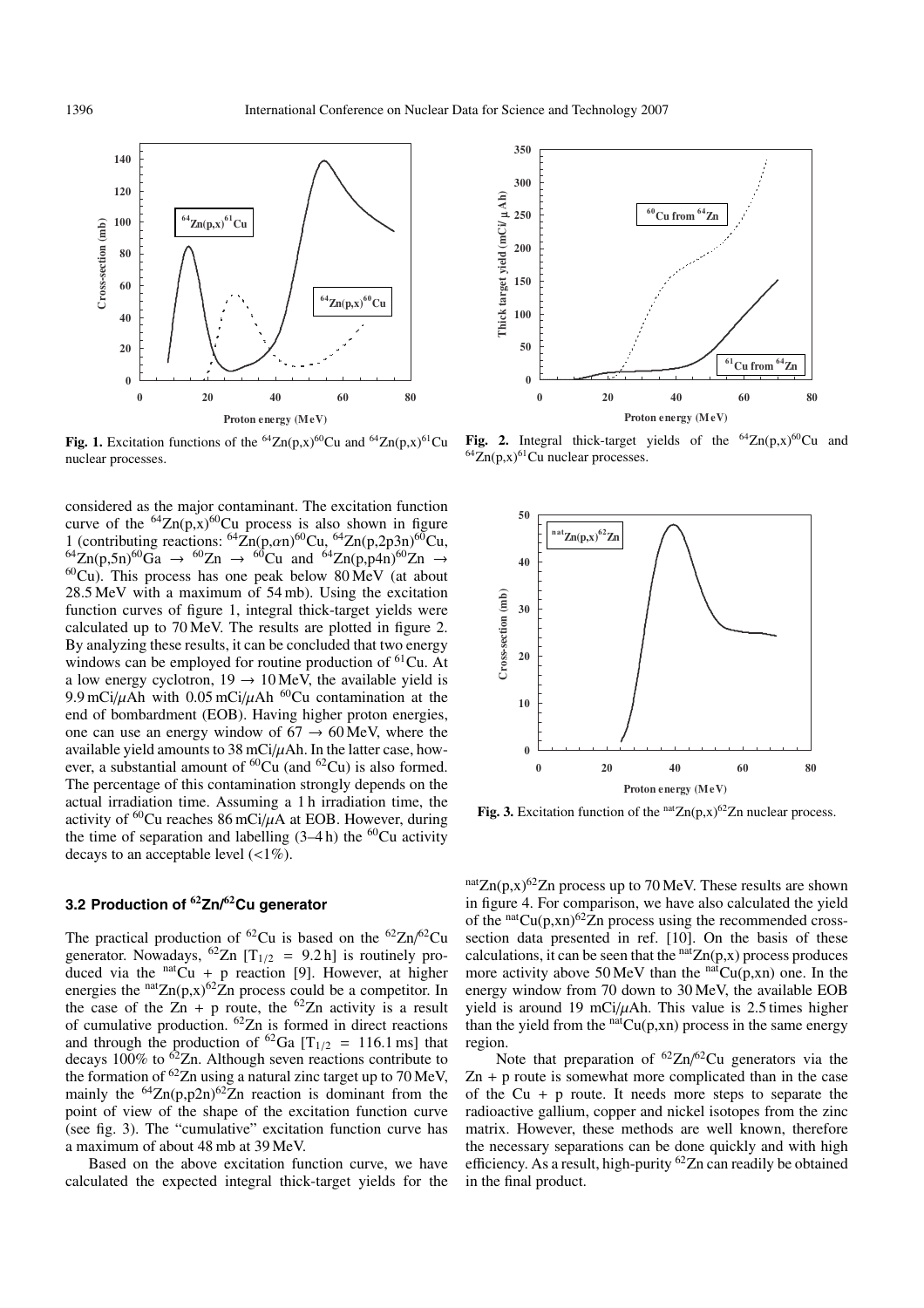**Fig. 1.** Excitation functions of the $^{64}Zn(p,x)^{60}Cu$ and $^{64}Zn(p,x)^{61}Cu$ nuclear processes.

**Fig. 2.** Integral thick-target yields of the $^{64}Zn(p,x)^{60}Cu$ and $^{64}Zn(p,x)^{61}Cu$ nuclear processes.

considered as the major contaminant. The excitation function curve of the $^{64}Zn(p,x)^{60}Cu$ process is also shown in figure 1 (contributing reactions: $^{64}Zn(p,\alpha n)^{60}Cu$, $^{64}Zn(p,2p3n)^{60}Cu$, $^{64}Zn(p,5n)^{60}Ga \rightarrow {}^{60}Zn \rightarrow {}^{60}Cu$ and $^{64}Zn(p,p4n)^{60}Zn \rightarrow {}^{60}Cu$). This process has one peak below 80 MeV (at about 28.5 MeV with a maximum of 54 mb). Using the excitation function curves of figure 1, integral thick-target yields were calculated up to 70 MeV. The results are plotted in figure 2. By analyzing these results, it can be concluded that two energy windows can be employed for routine production of $^{61}Cu$. At a low energy cyclotron, $19 \rightarrow 10$ MeV, the available yield is 9.9 mCi/$\mu$Ah with 0.05 mCi/$\mu$Ah $^{60}Cu$ contamination at the end of bombardment (EOB). Having higher proton energies, one can use an energy window of $67 \rightarrow 60$ MeV, where the available yield amounts to 38 mCi/$\mu$Ah. In the latter case, however, a substantial amount of $^{60}Cu$ (and $^{62}Cu$) is also formed. The percentage of this contamination strongly depends on the actual irradiation time. Assuming a 1 h irradiation time, the activity of $^{60}Cu$ reaches 86 mCi/$\mu$A at EOB. However, during the time of separation and labelling (3–4 h) the $^{60}Cu$ activity decays to an acceptable level (<1%).

### 3.2 Production of $^{62}Zn/^{62}Cu$ generator

The practical production of $^{62}Cu$ is based on the $^{62}Zn/^{62}Cu$ generator. Nowadays, $^{62}Zn$ [$T_{1/2}$ = 9.2 h] is routinely produced via the $^{nat}Cu$ + p reaction [9]. However, at higher energies the $^{nat}Zn(p,x)^{62}Zn$ process could be a competitor. In the case of the Zn + p route, the $^{62}Zn$ activity is a result of cumulative production. $^{62}Zn$ is formed in direct reactions and through the production of $^{62}Ga$ [$T_{1/2}$ = 116.1 ms] that decays 100% to $^{62}Zn$. Although seven reactions contribute to the formation of $^{62}Zn$ using a natural zinc target up to 70 MeV, mainly the $^{64}Zn(p,p2n)^{62}Zn$ reaction is dominant from the point of view of the shape of the excitation function curve (see fig. 3). The "cumulative" excitation function curve has a maximum of about 48 mb at 39 MeV.

Based on the above excitation function curve, we have calculated the expected integral thick-target yields for the $^{nat}Zn(p,x)^{62}Zn$ process up to 70 MeV. These results are shown in figure 4. For comparison, we have also calculated the yield of the $^{nat}Cu(p,xn)^{62}Zn$ process using the recommended cross-section data presented in ref. [10]. On the basis of these calculations, it can be seen that the $^{nat}Zn(p,x)$ process produces more activity above 50 MeV than the $^{nat}Cu(p,xn)$ one. In the energy window from 70 down to 30 MeV, the available EOB yield is around 19 mCi/$\mu$Ah. This value is 2.5 times higher than the yield from the $^{nat}Cu(p,xn)$ process in the same energy region.

Note that preparation of $^{62}Zn/^{62}Cu$ generators via the Zn + p route is somewhat more complicated than in the case of the Cu + p route. It needs more steps to separate the radioactive gallium, copper and nickel isotopes from the zinc matrix. However, these methods are well known, therefore the necessary separations can be done quickly and with high efficiency. As a result, high-purity $^{62}Zn$ can readily be obtained in the final product.

**Fig. 3.** Excitation function of the $^{nat}Zn(p,x)^{62}Zn$ nuclear process.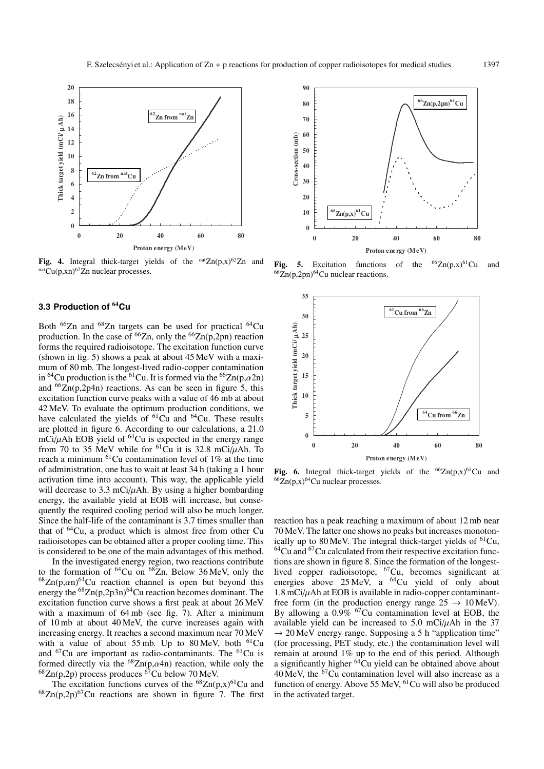**Fig. 4.** Integral thick-target yields of the $^{nat}Zn(p,x)^{62}Zn$ and $^{nat}Cu(p,xn)^{62}Zn$ nuclear processes.

**Fig. 5.** Excitation functions of the $^{66}Zn(p,x)^{61}Cu$ and $^{66}Zn(p,2pn)^{64}Cu$ nuclear reactions.

### 3.3 Production of $^{64}Cu$

Both $^{66}Zn$ and $^{68}Zn$ targets can be used for practical $^{64}Cu$ production. In the case of $^{66}Zn$, only the $^{66}Zn(p,2pn)$ reaction forms the required radioisotope. The excitation function curve (shown in fig. 5) shows a peak at about 45 MeV with a maximum of 80 mb. The longest-lived radio-copper contamination in $^{64}Cu$ production is the $^{61}Cu$. It is formed via the $^{66}Zn(p,\alpha 2n)$ and $^{66}Zn(p,2p4n)$ reactions. As can be seen in figure 5, this excitation function curve peaks with a value of 46 mb at about 42 MeV. To evaluate the optimum production conditions, we have calculated the yields of $^{61}Cu$ and $^{64}Cu$. These results are plotted in figure 6. According to our calculations, a 21.0 mCi/$\mu$Ah EOB yield of $^{64}Cu$ is expected in the energy range from 70 to 35 MeV while for $^{61}Cu$ it is 32.8 mCi/$\mu$Ah. To reach a minimum $^{61}Cu$ contamination level of 1% at the time of administration, one has to wait at least 34 h (taking a 1 hour activation time into account). This way, the applicable yield will decrease to 3.3 mCi/$\mu$Ah. By using a higher bombarding energy, the available yield at EOB will increase, but consequently the required cooling period will also be much longer. Since the half-life of the contaminant is 3.7 times smaller than that of $^{64}Cu$, a product which is almost free from other Cu radioisotopes can be obtained after a proper cooling time. This is considered to be one of the main advantages of this method.

In the investigated energy region, two reactions contribute to the formation of $^{64}Cu$ on $^{68}Zn$. Below 36 MeV, only the $^{68}Zn(p,\alpha n)^{64}Cu$ reaction channel is open but beyond this energy the $^{68}Zn(p,2p3n)^{64}Cu$ reaction becomes dominant. The excitation function curve shows a first peak at about 26 MeV with a maximum of 64 mb (see fig. 7). After a minimum of 10 mb at about 40 MeV, the curve increases again with increasing energy. It reaches a second maximum near 70 MeV with a value of about 55 mb. Up to 80 MeV, both $^{61}Cu$ and $^{67}Cu$ are important as radio-contaminants. The $^{61}Cu$ is formed directly via the $^{68}Zn(p,\alpha 4n)$ reaction, while only the $^{68}Zn(p,2p)$ process produces $^{67}Cu$ below 70 MeV.

The excitation functions curves of the $^{68}Zn(p,x)^{61}Cu$ and $^{68}Zn(p,2p)^{67}Cu$ reactions are shown in figure 7. The first reaction has a peak reaching a maximum of about 12 mb near 70 MeV. The latter one shows no peaks but increases monotonically up to 80 MeV. The integral thick-target yields of $^{61}Cu$, $^{64}Cu$ and $^{67}Cu$ calculated from their respective excitation functions are shown in figure 8. Since the formation of the longest-lived copper radioisotope, $^{67}Cu$, becomes significant at energies above 25 MeV, a $^{64}Cu$ yield of only about 1.8 mCi/$\mu$Ah at EOB is available in radio-copper contaminant-free form (in the production energy range $25 \rightarrow 10$ MeV). By allowing a 0.9% $^{67}Cu$ contamination level at EOB, the available yield can be increased to 5.0 mCi/$\mu$Ah in the 37 $\rightarrow$ 20 MeV energy range. Supposing a 5 h "application time" (for processing, PET study, etc.) the contamination level will remain at around 1% up to the end of this period. Although a significantly higher $^{64}Cu$ yield can be obtained above about 40 MeV, the $^{67}Cu$ contamination level will also increase as a function of energy. Above 55 MeV, $^{61}Cu$ will also be produced in the activated target.

**Fig. 6.** Integral thick-target yields of the $^{66}Zn(p,x)^{61}Cu$ and $^{66}Zn(p,x)^{64}Cu$ nuclear processes.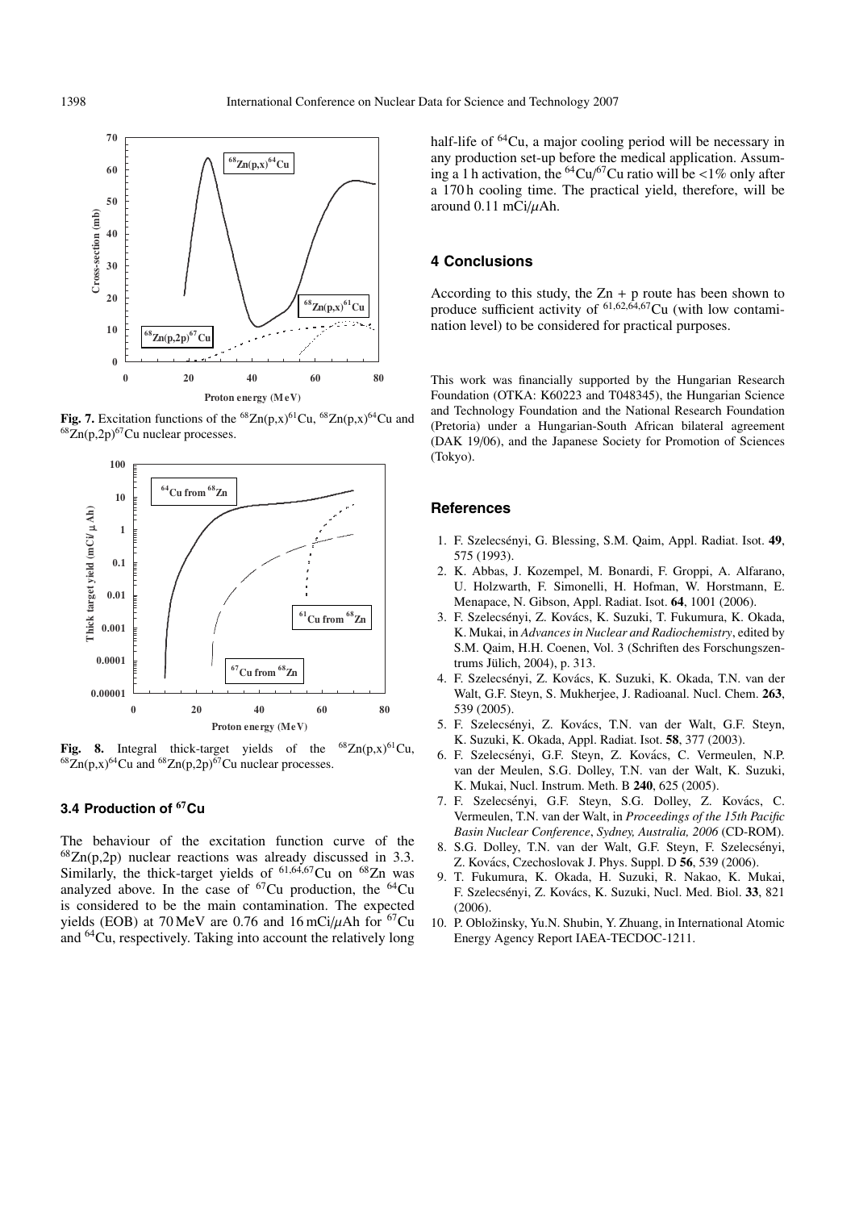70
60
50
40
30
20
10
0
0
20
40
60
80

Cross-section (mb)

Proton energy (MeV)

$^{68}Zn(p,x)^{64}Cu$

$^{68}Zn(p,x)^{61}Cu$

$^{68}Zn(p,2p)^{67}Cu$

**Fig. 7.** Excitation functions of the $^{68}Zn(p,x)^{61}Cu$, $^{68}Zn(p,x)^{64}Cu$ and $^{68}Zn(p,2p)^{67}Cu$ nuclear processes.

100
10
1
0.1
0.01
0.001
0.0001
0.00001
0
20
40
60
80

Thick target yield (mCi/ μ Ah)

Proton energy (MeV)

$^{64}$Cu from $^{68}$Zn

$^{61}$Cu from $^{68}$Zn

$^{67}$Cu from $^{68}$Zn

**Fig. 8.** Integral thick-target yields of the $^{68}Zn(p,x)^{61}Cu$, $^{68}Zn(p,x)^{64}Cu$ and $^{68}Zn(p,2p)^{67}Cu$ nuclear processes.

### 3.4 Production of $^{67}$Cu

The behaviour of the excitation function curve of the $^{68}Zn(p,2p)$ nuclear reactions was already discussed in 3.3. Similarly, the thick-target yields of $^{61,64,67}$Cu on $^{68}$Zn was analyzed above. In the case of $^{67}$Cu production, the $^{64}$Cu is considered to be the main contamination. The expected yields (EOB) at 70 MeV are 0.76 and 16 mCi/$\mu$Ah for $^{67}$Cu and $^{64}$Cu, respectively. Taking into account the relatively long half-life of $^{64}$Cu, a major cooling period will be necessary in any production set-up before the medical application. Assuming a 1 h activation, the $^{64}Cu/^{67}Cu$ ratio will be <1% only after a 170 h cooling time. The practical yield, therefore, will be around 0.11 mCi/$\mu$Ah.

## 4 Conclusions

According to this study, the Zn + p route has been shown to produce sufficient activity of $^{61,62,64,67}$Cu (with low contamination level) to be considered for practical purposes.

This work was financially supported by the Hungarian Research Foundation (OTKA: K60223 and T048345), the Hungarian Science and Technology Foundation and the National Research Foundation (Pretoria) under a Hungarian-South African bilateral agreement (DAK 19/06), and the Japanese Society for Promotion of Sciences (Tokyo).

## References

1. F. Szelecsényi, G. Blessing, S.M. Qaim, Appl. Radiat. Isot. **49**, 575 (1993).
2. K. Abbas, J. Kozempel, M. Bonardi, F. Groppi, A. Alfarano, U. Holzwarth, F. Simonelli, H. Hofman, W. Horstmann, E. Menapace, N. Gibson, Appl. Radiat. Isot. **64**, 1001 (2006).
3. F. Szelecsényi, Z. Kovács, K. Suzuki, T. Fukumura, K. Okada, K. Mukai, in *Advances in Nuclear and Radiochemistry*, edited by S.M. Qaim, H.H. Coenen, Vol. 3 (Schriften des Forschungszentrums Jülich, 2004), p. 313.
4. F. Szelecsényi, Z. Kovács, K. Suzuki, K. Okada, T.N. van der Walt, G.F. Steyn, S. Mukherjee, J. Radioanal. Nucl. Chem. **263**, 539 (2005).
5. F. Szelecsényi, Z. Kovács, T.N. van der Walt, G.F. Steyn, K. Suzuki, K. Okada, Appl. Radiat. Isot. **58**, 377 (2003).
6. F. Szelecsényi, G.F. Steyn, Z. Kovács, C. Vermeulen, N.P. van der Meulen, S.G. Dolley, T.N. van der Walt, K. Suzuki, K. Mukai, Nucl. Instrum. Meth. B **240**, 625 (2005).
7. F. Szelecsényi, G.F. Steyn, S.G. Dolley, Z. Kovács, C. Vermeulen, T.N. van der Walt, in *Proceedings of the 15th Pacific Basin Nuclear Conference*, *Sydney, Australia, 2006* (CD-ROM).
8. S.G. Dolley, T.N. van der Walt, G.F. Steyn, F. Szelecsényi, Z. Kovács, Czechoslovak J. Phys. Suppl. D **56**, 539 (2006).
9. T. Fukumura, K. Okada, H. Suzuki, R. Nakao, K. Mukai, F. Szelecsényi, Z. Kovács, K. Suzuki, Nucl. Med. Biol. **33**, 821 (2006).
10. P. Obložinsky, Yu.N. Shubin, Y. Zhuang, in International Atomic Energy Agency Report IAEA-TECDOC-1211.